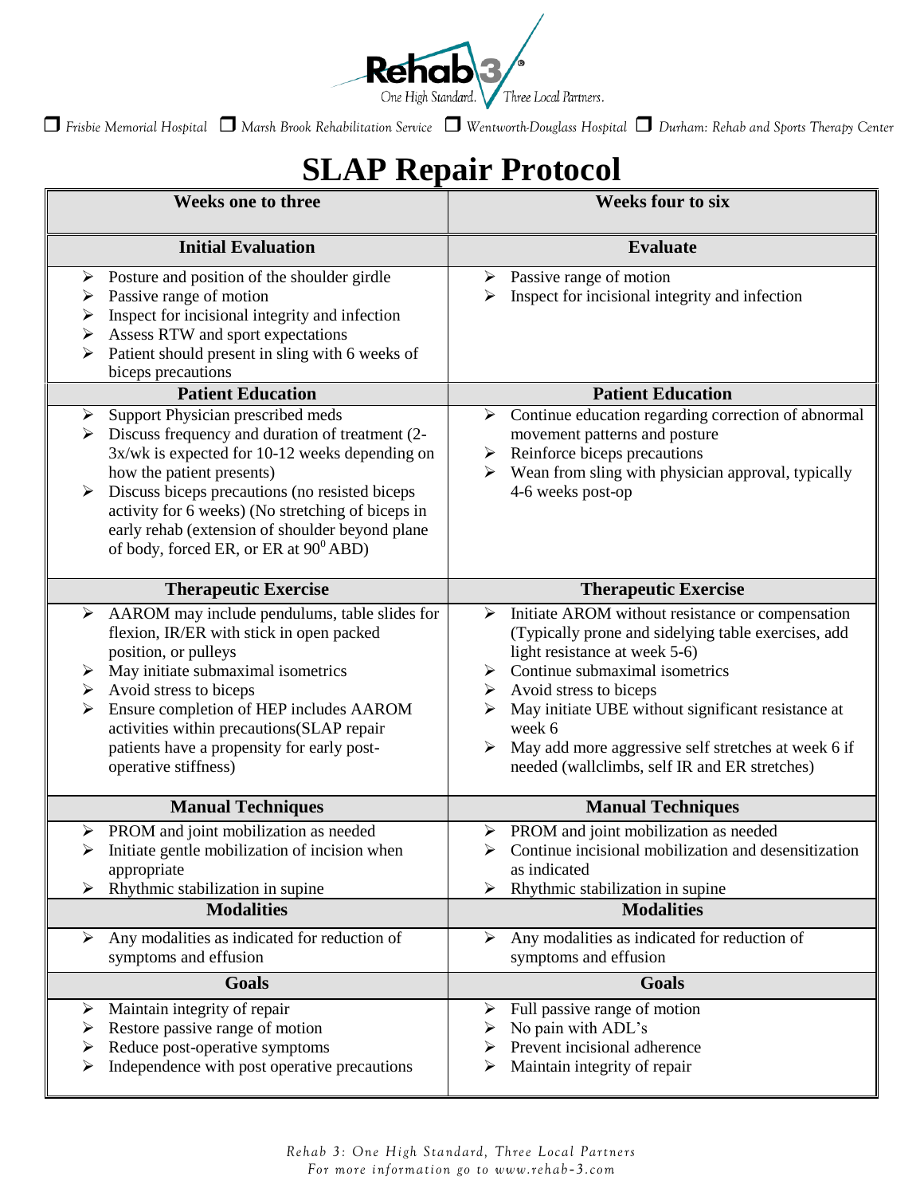Rehab 3 — One High Standard. Three Local Partners.

❒ Frisbie Memorial Hospital ❒ Marsh Brook Rehabilitation Service ❒ Wentworth-Douglass Hospital ❒ Durham: Rehab and Sports Therapy Center

# SLAP Repair Protocol

| Weeks one to three | Weeks four to six |
|---|---|
| **Initial Evaluation** | **Evaluate** |
| ➢ Posture and position of the shoulder girdle<br>➢ Passive range of motion<br>➢ Inspect for incisional integrity and infection<br>➢ Assess RTW and sport expectations<br>➢ Patient should present in sling with 6 weeks of biceps precautions | ➢ Passive range of motion<br>➢ Inspect for incisional integrity and infection |
| **Patient Education** | **Patient Education** |
| ➢ Support Physician prescribed meds<br>➢ Discuss frequency and duration of treatment (2-3x/wk is expected for 10-12 weeks depending on how the patient presents)<br>➢ Discuss biceps precautions (no resisted biceps activity for 6 weeks) (No stretching of biceps in early rehab (extension of shoulder beyond plane of body, forced ER, or ER at $90^0$ ABD) | ➢ Continue education regarding correction of abnormal movement patterns and posture<br>➢ Reinforce biceps precautions<br>➢ Wean from sling with physician approval, typically 4-6 weeks post-op |
| **Therapeutic Exercise** | **Therapeutic Exercise** |
| ➢ AAROM may include pendulums, table slides for flexion, IR/ER with stick in open packed position, or pulleys<br>➢ May initiate submaximal isometrics<br>➢ Avoid stress to biceps<br>➢ Ensure completion of HEP includes AAROM activities within precautions(SLAP repair patients have a propensity for early post-operative stiffness) | ➢ Initiate AROM without resistance or compensation (Typically prone and sidelying table exercises, add light resistance at week 5-6)<br>➢ Continue submaximal isometrics<br>➢ Avoid stress to biceps<br>➢ May initiate UBE without significant resistance at week 6<br>➢ May add more aggressive self stretches at week 6 if needed (wallclimbs, self IR and ER stretches) |
| **Manual Techniques** | **Manual Techniques** |
| ➢ PROM and joint mobilization as needed<br>➢ Initiate gentle mobilization of incision when appropriate<br>➢ Rhythmic stabilization in supine | ➢ PROM and joint mobilization as needed<br>➢ Continue incisional mobilization and desensitization as indicated<br>➢ Rhythmic stabilization in supine |
| **Modalities** | **Modalities** |
| ➢ Any modalities as indicated for reduction of symptoms and effusion | ➢ Any modalities as indicated for reduction of symptoms and effusion |
| **Goals** | **Goals** |
| ➢ Maintain integrity of repair<br>➢ Restore passive range of motion<br>➢ Reduce post-operative symptoms<br>➢ Independence with post operative precautions | ➢ Full passive range of motion<br>➢ No pain with ADL's<br>➢ Prevent incisional adherence<br>➢ Maintain integrity of repair |

*Rehab 3: One High Standard, Three Local Partners*
*For more information go to www.rehab-3.com*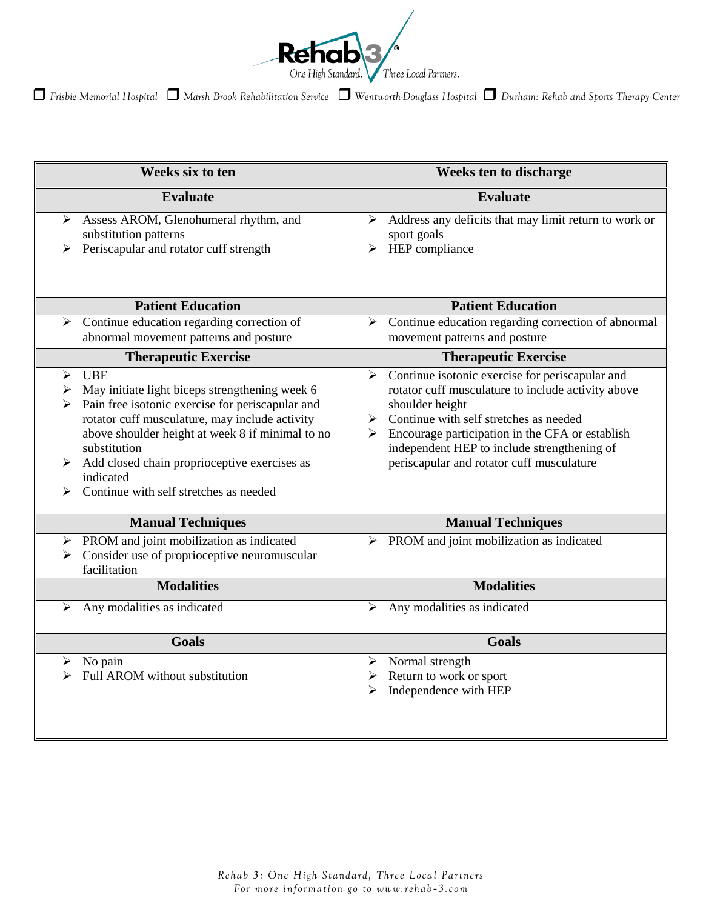Rehab 3 — One High Standard. Three Local Partners.

☐ Frisbie Memorial Hospital ☐ Marsh Brook Rehabilitation Service ☐ Wentworth-Douglass Hospital ☐ Durham: Rehab and Sports Therapy Center

| Weeks six to ten | Weeks ten to discharge |
|---|---|
| **Evaluate** | **Evaluate** |
| ➢ Assess AROM, Glenohumeral rhythm, and substitution patterns<br>➢ Periscapular and rotator cuff strength | ➢ Address any deficits that may limit return to work or sport goals<br>➢ HEP compliance |
| **Patient Education** | **Patient Education** |
| ➢ Continue education regarding correction of abnormal movement patterns and posture | ➢ Continue education regarding correction of abnormal movement patterns and posture |
| **Therapeutic Exercise** | **Therapeutic Exercise** |
| ➢ UBE<br>➢ May initiate light biceps strengthening week 6<br>➢ Pain free isotonic exercise for periscapular and rotator cuff musculature, may include activity above shoulder height at week 8 if minimal to no substitution<br>➢ Add closed chain proprioceptive exercises as indicated<br>➢ Continue with self stretches as needed | ➢ Continue isotonic exercise for periscapular and rotator cuff musculature to include activity above shoulder height<br>➢ Continue with self stretches as needed<br>➢ Encourage participation in the CFA or establish independent HEP to include strengthening of periscapular and rotator cuff musculature |
| **Manual Techniques** | **Manual Techniques** |
| ➢ PROM and joint mobilization as indicated<br>➢ Consider use of proprioceptive neuromuscular facilitation | ➢ PROM and joint mobilization as indicated |
| **Modalities** | **Modalities** |
| ➢ Any modalities as indicated | ➢ Any modalities as indicated |
| **Goals** | **Goals** |
| ➢ No pain<br>➢ Full AROM without substitution | ➢ Normal strength<br>➢ Return to work or sport<br>➢ Independence with HEP |

*Rehab 3: One High Standard, Three Local Partners*
*For more information go to www.rehab-3.com*